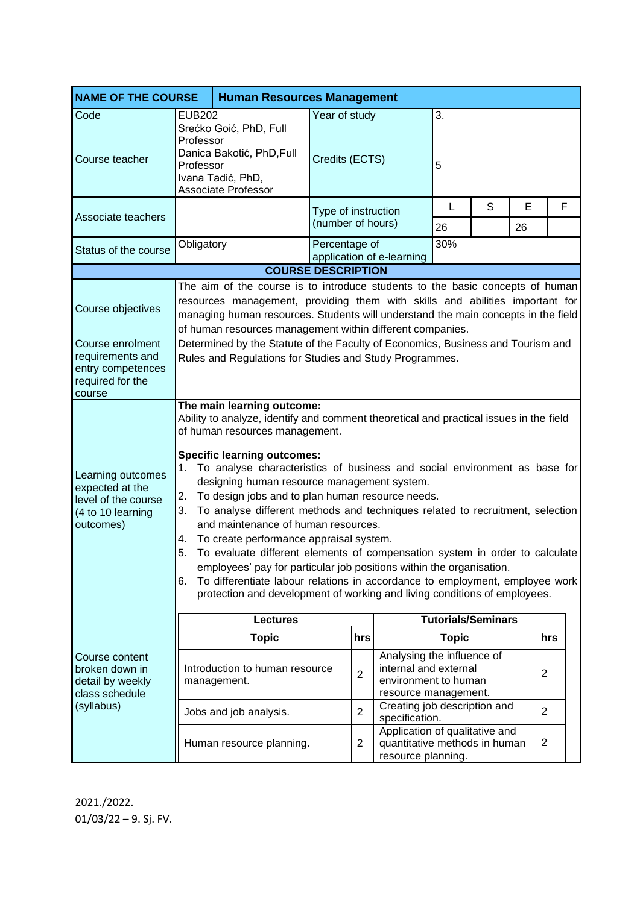| NAME OF THE COURSE | Human Resources Management | | | | | |
|---|---|---|---|---|---|---|
| Code | EUB202 | Year of study | 3. | | | |
| Course teacher | Srećko Goić, PhD, Full Professor<br>Danica Bakotić, PhD,Full Professor<br>Ivana Tadić, PhD, Associate Professor | Credits (ECTS) | 5 | | | |
| Associate teachers | | Type of instruction (number of hours) | L | S | E | F |
| | | | 26 | | 26 | |
| Status of the course | Obligatory | Percentage of application of e-learning | 30% | | | |

**COURSE DESCRIPTION**

| | |
|---|---|
| Course objectives | The aim of the course is to introduce students to the basic concepts of human resources management, providing them with skills and abilities important for managing human resources. Students will understand the main concepts in the field of human resources management within different companies. |
| Course enrolment requirements and entry competences required for the course | Determined by the Statute of the Faculty of Economics, Business and Tourism and Rules and Regulations for Studies and Study Programmes. |
| Learning outcomes expected at the level of the course (4 to 10 learning outcomes) | **The main learning outcome:**<br>Ability to analyze, identify and comment theoretical and practical issues in the field of human resources management.<br><br>**Specific learning outcomes:**<br>1. To analyse characteristics of business and social environment as base for designing human resource management system.<br>2. To design jobs and to plan human resource needs.<br>3. To analyse different methods and techniques related to recruitment, selection and maintenance of human resources.<br>4. To create performance appraisal system.<br>5. To evaluate different elements of compensation system in order to calculate employees' pay for particular job positions within the organisation.<br>6. To differentiate labour relations in accordance to employment, employee work protection and development of working and living conditions of employees. |

Course content broken down in detail by weekly class schedule (syllabus)

| Lectures | | Tutorials/Seminars | |
|---|---|---|---|
| **Topic** | **hrs** | **Topic** | **hrs** |
| Introduction to human resource management. | 2 | Analysing the influence of internal and external environment to human resource management. | 2 |
| Jobs and job analysis. | 2 | Creating job description and specification. | 2 |
| Human resource planning. | 2 | Application of qualitative and quantitative methods in human resource planning. | 2 |

2021./2022.
01/03/22 – 9. Sj. FV.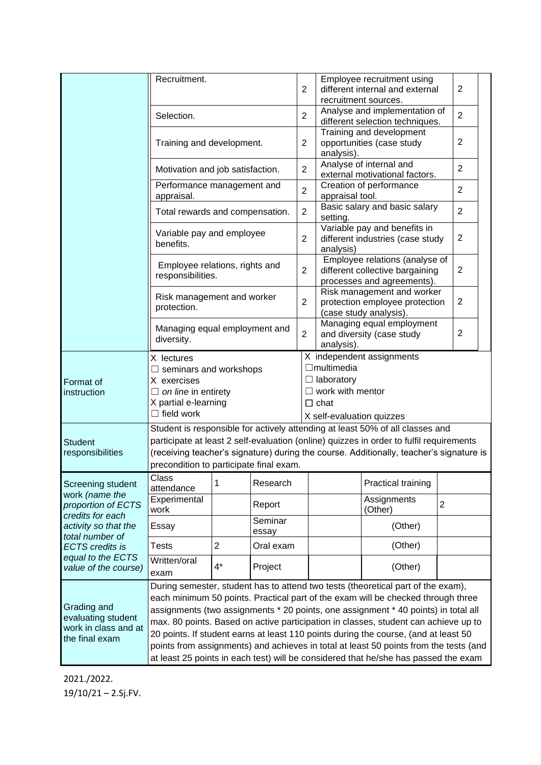| | | | | | |
|---|---|---|---|---|---|
| | Recruitment. | 2 | Employee recruitment using different internal and external recruitment sources. | 2 | |
| | Selection. | 2 | Analyse and implementation of different selection techniques. | 2 | |
| | Training and development. | 2 | Training and development opportunities (case study analysis). | 2 | |
| | Motivation and job satisfaction. | 2 | Analyse of internal and external motivational factors. | 2 | |
| | Performance management and appraisal. | 2 | Creation of performance appraisal tool. | 2 | |
| | Total rewards and compensation. | 2 | Basic salary and basic salary setting. | 2 | |
| | Variable pay and employee benefits. | 2 | Variable pay and benefits in different industries (case study analysis) | 2 | |
| | Employee relations, rights and responsibilities. | 2 | Employee relations (analyse of different collective bargaining processes and agreements). | 2 | |
| | Risk management and worker protection. | 2 | Risk management and worker protection employee protection (case study analysis). | 2 | |
| | Managing equal employment and diversity. | 2 | Managing equal employment and diversity (case study analysis). | 2 | |

| | | |
|---|---|---|
| Format of instruction | X lectures<br>☐ seminars and workshops<br>X exercises<br>☐ *on line* in entirety<br>X partial e-learning<br>☐ field work | X independent assignments<br>☐multimedia<br>☐ laboratory<br>☐ work with mentor<br>☐ chat<br>X self-evaluation quizzes |
| Student responsibilities | Student is responsible for actively attending at least 50% of all classes and participate at least 2 self-evaluation (online) quizzes in order to fulfil requirements (receiving teacher's signature) during the course. Additionally, teacher's signature is precondition to participate final exam. | |

| Screening student work *(name the proportion of ECTS credits for each activity so that the total number of ECTS credits is equal to the ECTS value of the course)* | | | | | | |
|---|---|---|---|---|---|---|
| | Class attendance | 1 | Research | | Practical training | |
| | Experimental work | | Report | | Assignments (Other) | 2 |
| | Essay | | Seminar essay | | (Other) | |
| | Tests | 2 | Oral exam | | (Other) | |
| | Written/oral exam | 4* | Project | | (Other) | |

| | |
|---|---|
| Grading and evaluating student work in class and at the final exam | During semester, student has to attend two tests (theoretical part of the exam), each minimum 50 points. Practical part of the exam will be checked through three assignments (two assignments * 20 points, one assignment * 40 points) in total all max. 80 points. Based on active participation in classes, student can achieve up to 20 points. If student earns at least 110 points during the course, (and at least 50 points from assignments) and achieves in total at least 50 points from the tests (and at least 25 points in each test) will be considered that he/she has passed the exam |

2021./2022.
19/10/21 – 2.Sj.FV.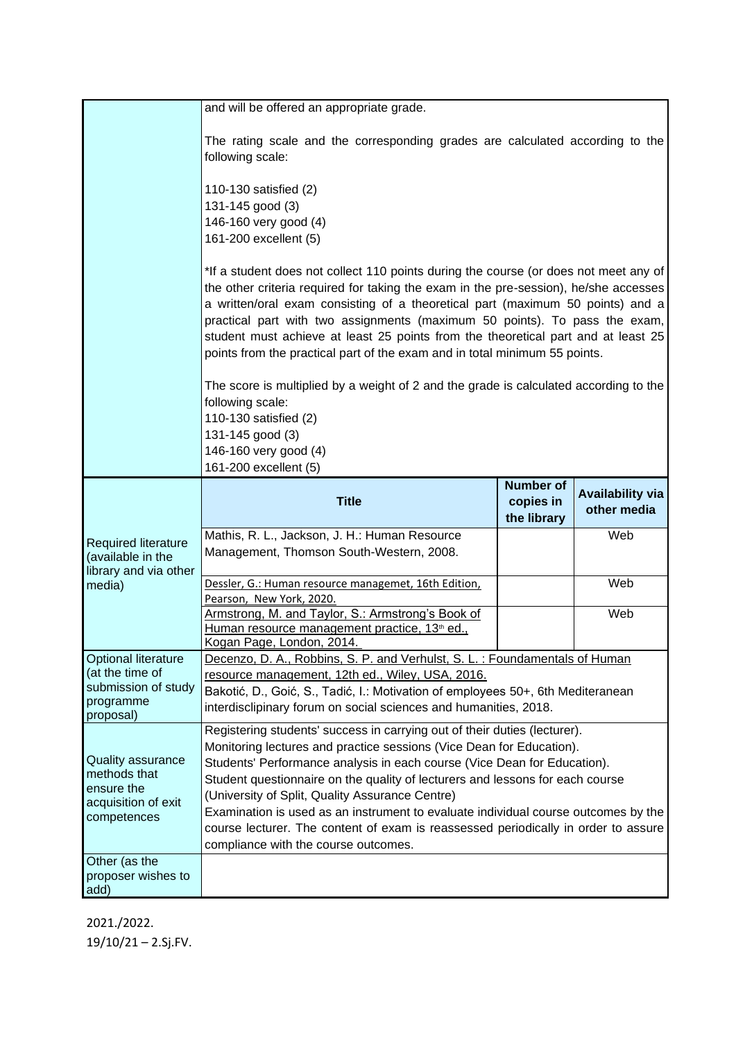| | | | |
|---|---|---|---|
| | and will be offered an appropriate grade.<br><br>The rating scale and the corresponding grades are calculated according to the following scale:<br><br>110-130 satisfied (2)<br>131-145 good (3)<br>146-160 very good (4)<br>161-200 excellent (5)<br><br>*If a student does not collect 110 points during the course (or does not meet any of the other criteria required for taking the exam in the pre-session), he/she accesses a written/oral exam consisting of a theoretical part (maximum 50 points) and a practical part with two assignments (maximum 50 points). To pass the exam, student must achieve at least 25 points from the theoretical part and at least 25 points from the practical part of the exam and in total minimum 55 points.<br><br>The score is multiplied by a weight of 2 and the grade is calculated according to the following scale:<br>110-130 satisfied (2)<br>131-145 good (3)<br>146-160 very good (4)<br>161-200 excellent (5) | | |
| Required literature (available in the library and via other media) | **Title** | **Number of copies in the library** | **Availability via other media** |
| | Mathis, R. L., Jackson, J. H.: Human Resource Management, Thomson South-Western, 2008. | | Web |
| | Dessler, G.: Human resource managemet, 16th Edition, Pearson, New York, 2020. | | Web |
| | Armstrong, M. and Taylor, S.: Armstrong's Book of Human resource management practice, 13th ed., Kogan Page, London, 2014. | | Web |
| Optional literature (at the time of submission of study programme proposal) | Decenzo, D. A., Robbins, S. P. and Verhulst, S. L. : Foundamentals of Human resource management, 12th ed., Wiley, USA, 2016.<br>Bakotić, D., Goić, S., Tadić, I.: Motivation of employees 50+, 6th Mediteranean interdisclipinary forum on social sciences and humanities, 2018. | | |
| Quality assurance methods that ensure the acquisition of exit competences | Registering students' success in carrying out of their duties (lecturer).<br>Monitoring lectures and practice sessions (Vice Dean for Education).<br>Students' Performance analysis in each course (Vice Dean for Education).<br>Student questionnaire on the quality of lecturers and lessons for each course (University of Split, Quality Assurance Centre)<br>Examination is used as an instrument to evaluate individual course outcomes by the course lecturer. The content of exam is reassessed periodically in order to assure compliance with the course outcomes. | | |
| Other (as the proposer wishes to add) | | | |

2021./2022.
19/10/21 – 2.Sj.FV.